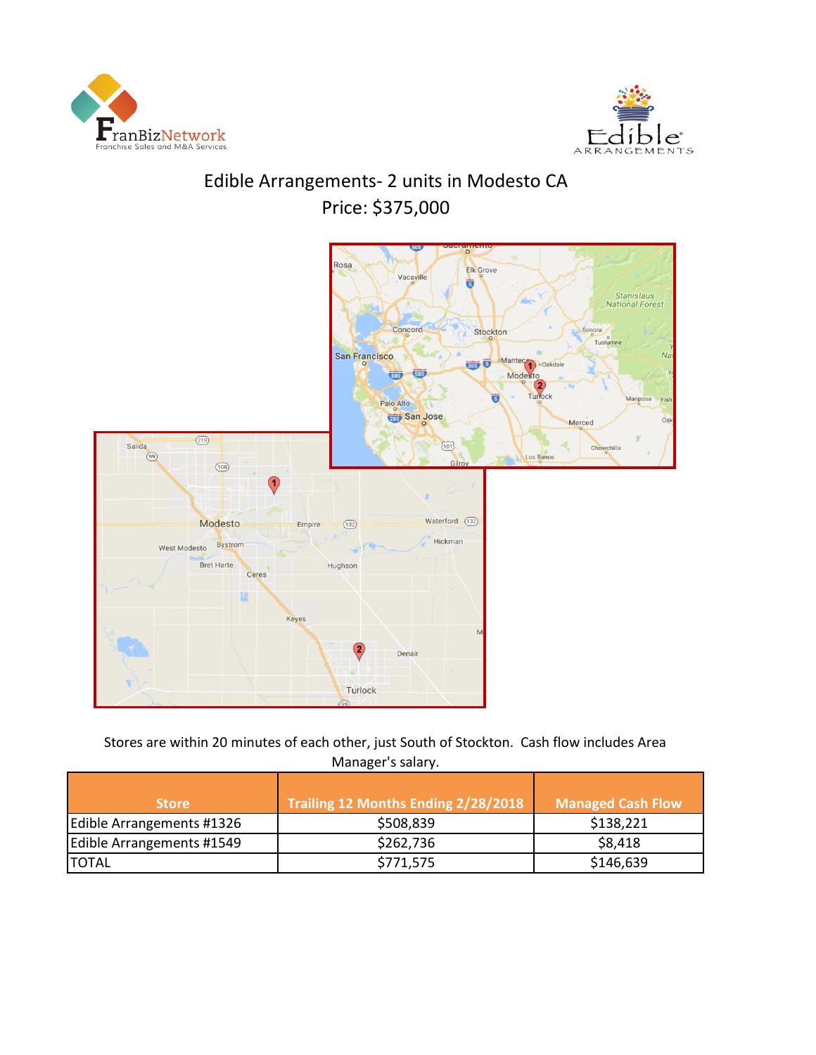# Edible Arrangements- 2 units in Modesto CA

## Price: $375,000

Stores are within 20 minutes of each other, just South of Stockton. Cash flow includes Area Manager's salary.

| Store | Trailing 12 Months Ending 2/28/2018 | Managed Cash Flow |
|---|---|---|
| Edible Arrangements #1326 | $508,839 | $138,221 |
| Edible Arrangements #1549 | $262,736 | $8,418 |
| TOTAL | $771,575 | $146,639 |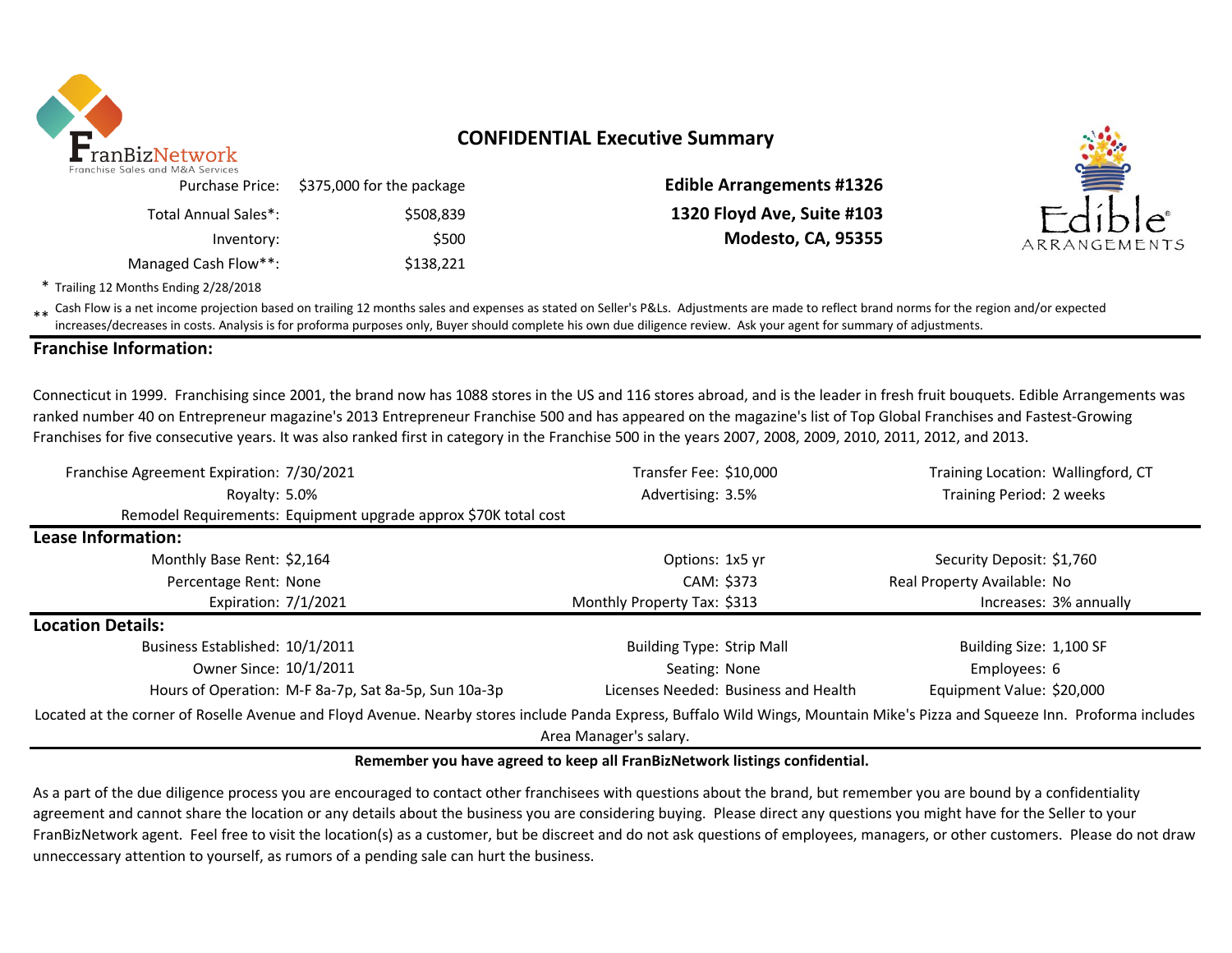# CONFIDENTIAL Executive Summary

| | |
|---|---|
| Purchase Price: | $375,000 for the package |
| Total Annual Sales*: | $508,839 |
| Inventory: | $500 |
| Managed Cash Flow**: | $138,221 |

**Edible Arrangements #1326**
**1320 Floyd Ave, Suite #103**
**Modesto, CA, 95355**

\* Trailing 12 Months Ending 2/28/2018

\*\* Cash Flow is a net income projection based on trailing 12 months sales and expenses as stated on Seller's P&Ls. Adjustments are made to reflect brand norms for the region and/or expected increases/decreases in costs. Analysis is for proforma purposes only, Buyer should complete his own due diligence review. Ask your agent for summary of adjustments.

## Franchise Information:

Connecticut in 1999. Franchising since 2001, the brand now has 1088 stores in the US and 116 stores abroad, and is the leader in fresh fruit bouquets. Edible Arrangements was ranked number 40 on Entrepreneur magazine's 2013 Entrepreneur Franchise 500 and has appeared on the magazine's list of Top Global Franchises and Fastest-Growing Franchises for five consecutive years. It was also ranked first in category in the Franchise 500 in the years 2007, 2008, 2009, 2010, 2011, 2012, and 2013.

| | | | | | |
|---|---|---|---|---|---|
| Franchise Agreement Expiration: | 7/30/2021 | Transfer Fee: | $10,000 | Training Location: | Wallingford, CT |
| Royalty: | 5.0% | Advertising: | 3.5% | Training Period: | 2 weeks |
| Remodel Requirements: | Equipment upgrade approx $70K total cost | | | | |

## Lease Information:

| | | | | | |
|---|---|---|---|---|---|
| Monthly Base Rent: | $2,164 | Options: | 1x5 yr | Security Deposit: | $1,760 |
| Percentage Rent: | None | CAM: | $373 | Real Property Available: | No |
| Expiration: | 7/1/2021 | Monthly Property Tax: | $313 | Increases: | 3% annually |

## Location Details:

| | | | | | |
|---|---|---|---|---|---|
| Business Established: | 10/1/2011 | Building Type: | Strip Mall | Building Size: | 1,100 SF |
| Owner Since: | 10/1/2011 | Seating: | None | Employees: | 6 |
| Hours of Operation: | M-F 8a-7p, Sat 8a-5p, Sun 10a-3p | Licenses Needed: | Business and Health | Equipment Value: | $20,000 |

Located at the corner of Roselle Avenue and Floyd Avenue. Nearby stores include Panda Express, Buffalo Wild Wings, Mountain Mike's Pizza and Squeeze Inn. Proforma includes Area Manager's salary.

**Remember you have agreed to keep all FranBizNetwork listings confidential.**

As a part of the due diligence process you are encouraged to contact other franchisees with questions about the brand, but remember you are bound by a confidentiality agreement and cannot share the location or any details about the business you are considering buying. Please direct any questions you might have for the Seller to your FranBizNetwork agent. Feel free to visit the location(s) as a customer, but be discreet and do not ask questions of employees, managers, or other customers. Please do not draw unneccessary attention to yourself, as rumors of a pending sale can hurt the business.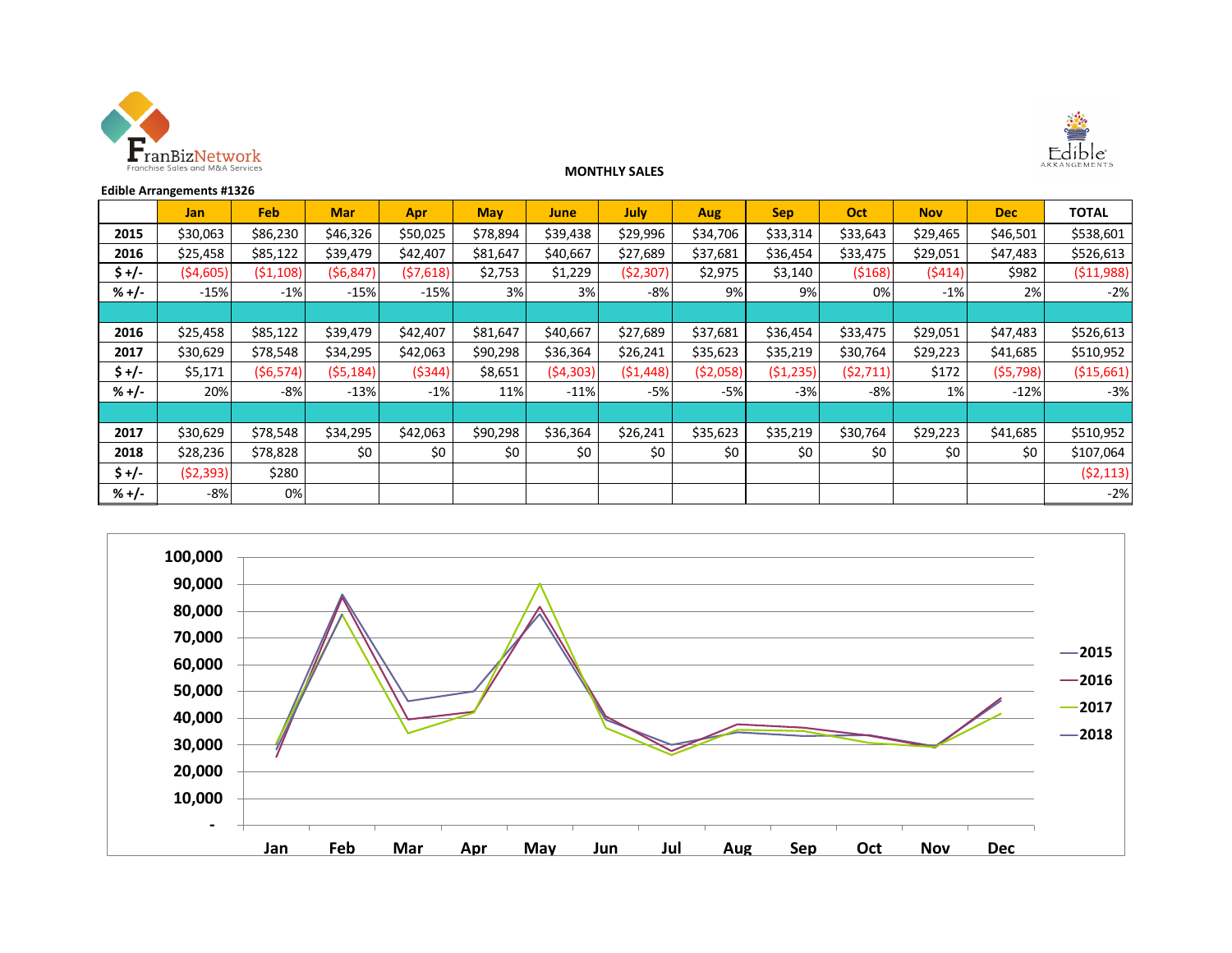**MONTHLY SALES**

**Edible Arrangements #1326**

| | Jan | Feb | Mar | Apr | May | June | July | Aug | Sep | Oct | Nov | Dec | TOTAL |
|---|---|---|---|---|---|---|---|---|---|---|---|---|---|
| **2015** | $30,063 | $86,230 | $46,326 | $50,025 | $78,894 | $39,438 | $29,996 | $34,706 | $33,314 | $33,643 | $29,465 | $46,501 | $538,601 |
| **2016** | $25,458 | $85,122 | $39,479 | $42,407 | $81,647 | $40,667 | $27,689 | $37,681 | $36,454 | $33,475 | $29,051 | $47,483 | $526,613 |
| **$ +/-** | ($4,605) | ($1,108) | ($6,847) | ($7,618) | $2,753 | $1,229 | ($2,307) | $2,975 | $3,140 | ($168) | ($414) | $982 | ($11,988) |
| **% +/-** | -15% | -1% | -15% | -15% | 3% | 3% | -8% | 9% | 9% | 0% | -1% | 2% | -2% |
| | | | | | | | | | | | | | |
| **2016** | $25,458 | $85,122 | $39,479 | $42,407 | $81,647 | $40,667 | $27,689 | $37,681 | $36,454 | $33,475 | $29,051 | $47,483 | $526,613 |
| **2017** | $30,629 | $78,548 | $34,295 | $42,063 | $90,298 | $36,364 | $26,241 | $35,623 | $35,219 | $30,764 | $29,223 | $41,685 | $510,952 |
| **$ +/-** | $5,171 | ($6,574) | ($5,184) | ($344) | $8,651 | ($4,303) | ($1,448) | ($2,058) | ($1,235) | ($2,711) | $172 | ($5,798) | ($15,661) |
| **% +/-** | 20% | -8% | -13% | -1% | 11% | -11% | -5% | -5% | -3% | -8% | 1% | -12% | -3% |
| | | | | | | | | | | | | | |
| **2017** | $30,629 | $78,548 | $34,295 | $42,063 | $90,298 | $36,364 | $26,241 | $35,623 | $35,219 | $30,764 | $29,223 | $41,685 | $510,952 |
| **2018** | $28,236 | $78,828 | $0 | $0 | $0 | $0 | $0 | $0 | $0 | $0 | $0 | $0 | $107,064 |
| **$ +/-** | ($2,393) | $280 | | | | | | | | | | | ($2,113) |
| **% +/-** | -8% | 0% | | | | | | | | | | | -2% |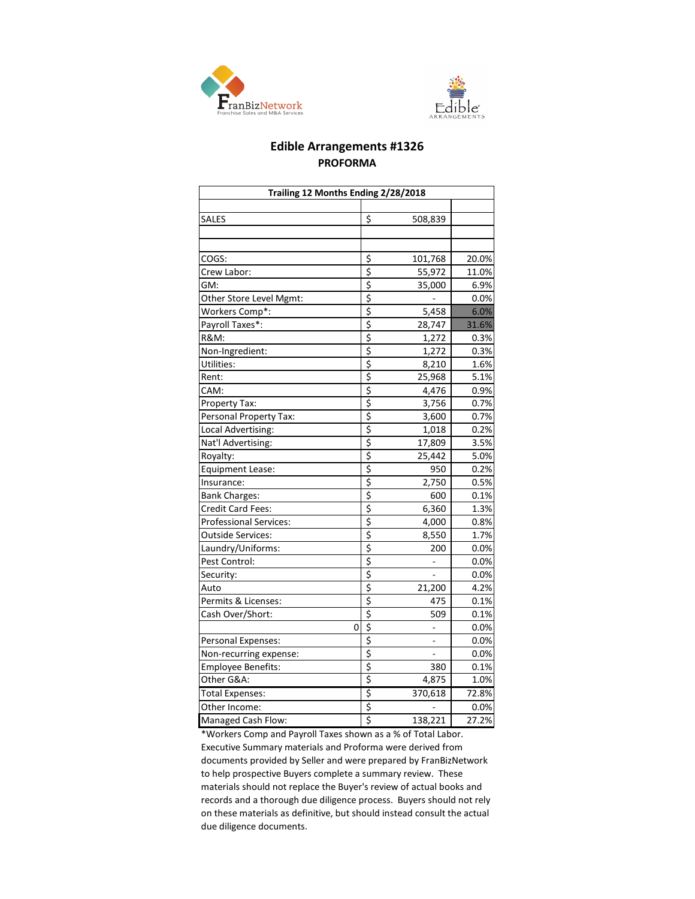# Edible Arrangements #1326

## PROFORMA

| Trailing 12 Months Ending 2/28/2018 | | |
|---|---|---|
| | | |
| SALES | $ 508,839 | |
| | | |
| | | |
| COGS: | $ 101,768 | 20.0% |
| Crew Labor: | $ 55,972 | 11.0% |
| GM: | $ 35,000 | 6.9% |
| Other Store Level Mgmt: | $ - | 0.0% |
| Workers Comp*: | $ 5,458 | 6.0% |
| Payroll Taxes*: | $ 28,747 | 31.6% |
| R&M: | $ 1,272 | 0.3% |
| Non-Ingredient: | $ 1,272 | 0.3% |
| Utilities: | $ 8,210 | 1.6% |
| Rent: | $ 25,968 | 5.1% |
| CAM: | $ 4,476 | 0.9% |
| Property Tax: | $ 3,756 | 0.7% |
| Personal Property Tax: | $ 3,600 | 0.7% |
| Local Advertising: | $ 1,018 | 0.2% |
| Nat'l Advertising: | $ 17,809 | 3.5% |
| Royalty: | $ 25,442 | 5.0% |
| Equipment Lease: | $ 950 | 0.2% |
| Insurance: | $ 2,750 | 0.5% |
| Bank Charges: | $ 600 | 0.1% |
| Credit Card Fees: | $ 6,360 | 1.3% |
| Professional Services: | $ 4,000 | 0.8% |
| Outside Services: | $ 8,550 | 1.7% |
| Laundry/Uniforms: | $ 200 | 0.0% |
| Pest Control: | $ - | 0.0% |
| Security: | $ - | 0.0% |
| Auto | $ 21,200 | 4.2% |
| Permits & Licenses: | $ 475 | 0.1% |
| Cash Over/Short: | $ 509 | 0.1% |
| 0 | $ - | 0.0% |
| Personal Expenses: | $ - | 0.0% |
| Non-recurring expense: | $ - | 0.0% |
| Employee Benefits: | $ 380 | 0.1% |
| Other G&A: | $ 4,875 | 1.0% |
| Total Expenses: | $ 370,618 | 72.8% |
| Other Income: | $ - | 0.0% |
| Managed Cash Flow: | $ 138,221 | 27.2% |

*Workers Comp and Payroll Taxes shown as a % of Total Labor.

Executive Summary materials and Proforma were derived from documents provided by Seller and were prepared by FranBizNetwork to help prospective Buyers complete a summary review. These materials should not replace the Buyer's review of actual books and records and a thorough due diligence process. Buyers should not rely on these materials as definitive, but should instead consult the actual due diligence documents.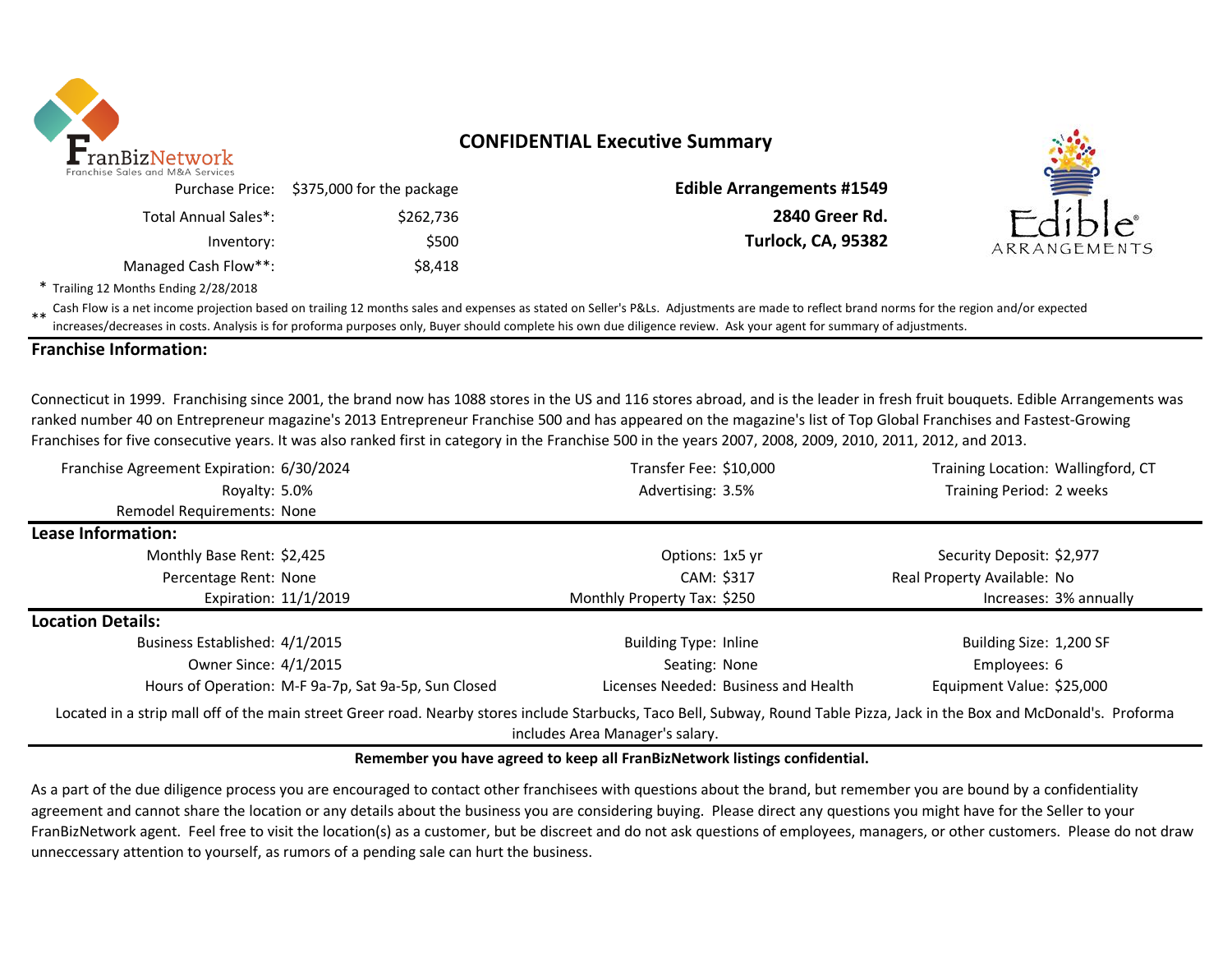# CONFIDENTIAL Executive Summary

| | |
|---|---|
| Purchase Price: | $375,000 for the package |
| Total Annual Sales*: | $262,736 |
| Inventory: | $500 |
| Managed Cash Flow**: | $8,418 |

**Edible Arrangements #1549**
**2840 Greer Rd.**
**Turlock, CA, 95382**

\* Trailing 12 Months Ending 2/28/2018

\*\* Cash Flow is a net income projection based on trailing 12 months sales and expenses as stated on Seller's P&Ls. Adjustments are made to reflect brand norms for the region and/or expected increases/decreases in costs. Analysis is for proforma purposes only, Buyer should complete his own due diligence review. Ask your agent for summary of adjustments.

## Franchise Information:

Connecticut in 1999. Franchising since 2001, the brand now has 1088 stores in the US and 116 stores abroad, and is the leader in fresh fruit bouquets. Edible Arrangements was ranked number 40 on Entrepreneur magazine's 2013 Entrepreneur Franchise 500 and has appeared on the magazine's list of Top Global Franchises and Fastest-Growing Franchises for five consecutive years. It was also ranked first in category in the Franchise 500 in the years 2007, 2008, 2009, 2010, 2011, 2012, and 2013.

| | | | | | |
|---|---|---|---|---|---|
| Franchise Agreement Expiration: | 6/30/2024 | Transfer Fee: | $10,000 | Training Location: | Wallingford, CT |
| Royalty: | 5.0% | Advertising: | 3.5% | Training Period: | 2 weeks |
| Remodel Requirements: | None | | | | |

## Lease Information:

| | | | | | |
|---|---|---|---|---|---|
| Monthly Base Rent: | $2,425 | Options: | 1x5 yr | Security Deposit: | $2,977 |
| Percentage Rent: | None | CAM: | $317 | Real Property Available: | No |
| Expiration: | 11/1/2019 | Monthly Property Tax: | $250 | Increases: | 3% annually |

## Location Details:

| | | | | | |
|---|---|---|---|---|---|
| Business Established: | 4/1/2015 | Building Type: | Inline | Building Size: | 1,200 SF |
| Owner Since: | 4/1/2015 | Seating: | None | Employees: | 6 |
| Hours of Operation: | M-F 9a-7p, Sat 9a-5p, Sun Closed | Licenses Needed: | Business and Health | Equipment Value: | $25,000 |

Located in a strip mall off of the main street Greer road. Nearby stores include Starbucks, Taco Bell, Subway, Round Table Pizza, Jack in the Box and McDonald's. Proforma includes Area Manager's salary.

**Remember you have agreed to keep all FranBizNetwork listings confidential.**

As a part of the due diligence process you are encouraged to contact other franchisees with questions about the brand, but remember you are bound by a confidentiality agreement and cannot share the location or any details about the business you are considering buying. Please direct any questions you might have for the Seller to your FranBizNetwork agent. Feel free to visit the location(s) as a customer, but be discreet and do not ask questions of employees, managers, or other customers. Please do not draw unneccessary attention to yourself, as rumors of a pending sale can hurt the business.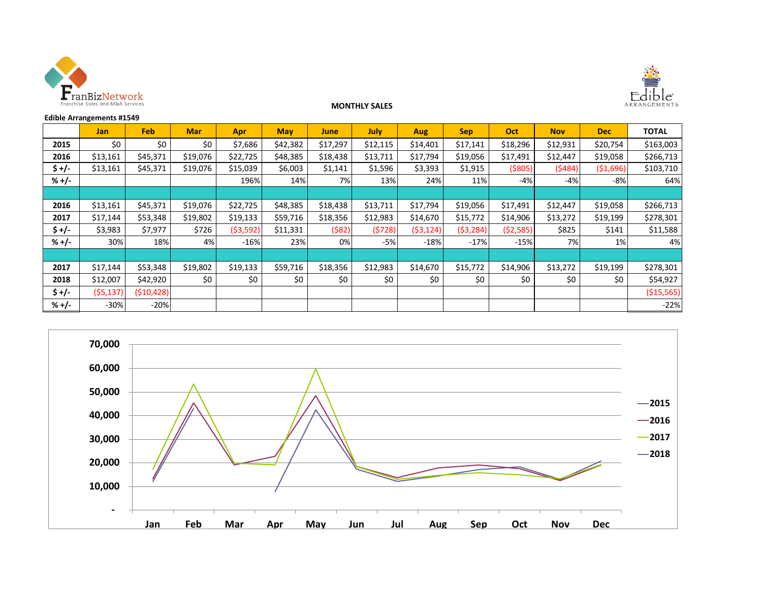**MONTHLY SALES**

**Edible Arrangements #1549**

| | Jan | Feb | Mar | Apr | May | June | July | Aug | Sep | Oct | Nov | Dec | TOTAL |
|---|---|---|---|---|---|---|---|---|---|---|---|---|---|
| **2015** | $0 | $0 | $0 | $7,686 | $42,382 | $17,297 | $12,115 | $14,401 | $17,141 | $18,296 | $12,931 | $20,754 | $163,003 |
| **2016** | $13,161 | $45,371 | $19,076 | $22,725 | $48,385 | $18,438 | $13,711 | $17,794 | $19,056 | $17,491 | $12,447 | $19,058 | $266,713 |
| **$ +/-** | $13,161 | $45,371 | $19,076 | $15,039 | $6,003 | $1,141 | $1,596 | $3,393 | $1,915 | ($805) | ($484) | ($1,696) | $103,710 |
| **% +/-** | | | | 196% | 14% | 7% | 13% | 24% | 11% | -4% | -4% | -8% | 64% |
| | | | | | | | | | | | | | |
| **2016** | $13,161 | $45,371 | $19,076 | $22,725 | $48,385 | $18,438 | $13,711 | $17,794 | $19,056 | $17,491 | $12,447 | $19,058 | $266,713 |
| **2017** | $17,144 | $53,348 | $19,802 | $19,133 | $59,716 | $18,356 | $12,983 | $14,670 | $15,772 | $14,906 | $13,272 | $19,199 | $278,301 |
| **$ +/-** | $3,983 | $7,977 | $726 | ($3,592) | $11,331 | ($82) | ($728) | ($3,124) | ($3,284) | ($2,585) | $825 | $141 | $11,588 |
| **% +/-** | 30% | 18% | 4% | -16% | 23% | 0% | -5% | -18% | -17% | -15% | 7% | 1% | 4% |
| | | | | | | | | | | | | | |
| **2017** | $17,144 | $53,348 | $19,802 | $19,133 | $59,716 | $18,356 | $12,983 | $14,670 | $15,772 | $14,906 | $13,272 | $19,199 | $278,301 |
| **2018** | $12,007 | $42,920 | $0 | $0 | $0 | $0 | $0 | $0 | $0 | $0 | $0 | $0 | $54,927 |
| **$ +/-** | ($5,137) | ($10,428) | | | | | | | | | | | ($15,565) |
| **% +/-** | -30% | -20% | | | | | | | | | | | -22% |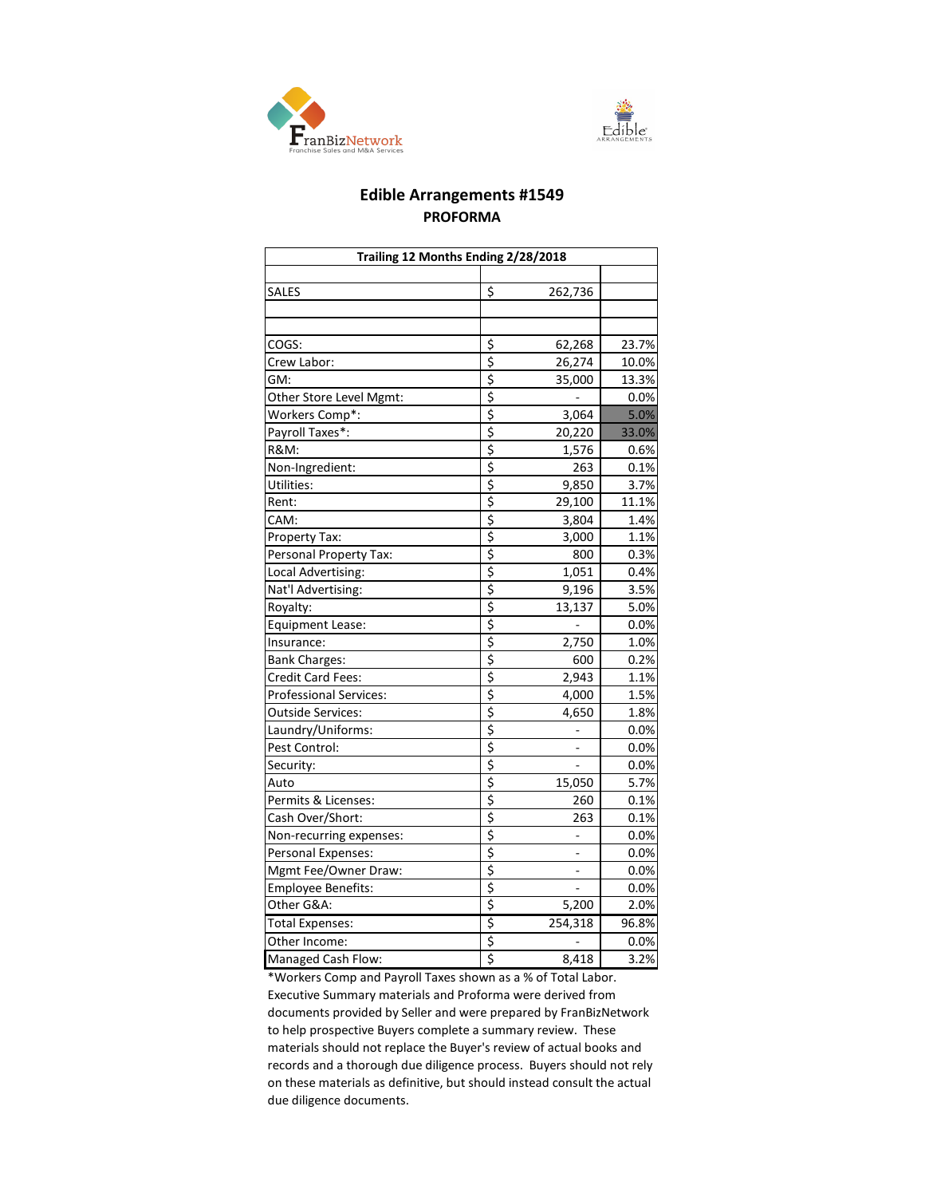# Edible Arrangements #1549

## PROFORMA

| Trailing 12 Months Ending 2/28/2018 | | | |
|---|---|---|---|
| | | | |
| SALES | $ | 262,736 | |
| | | | |
| | | | |
| COGS: | $ | 62,268 | 23.7% |
| Crew Labor: | $ | 26,274 | 10.0% |
| GM: | $ | 35,000 | 13.3% |
| Other Store Level Mgmt: | $ | - | 0.0% |
| Workers Comp*: | $ | 3,064 | 5.0% |
| Payroll Taxes*: | $ | 20,220 | 33.0% |
| R&M: | $ | 1,576 | 0.6% |
| Non-Ingredient: | $ | 263 | 0.1% |
| Utilities: | $ | 9,850 | 3.7% |
| Rent: | $ | 29,100 | 11.1% |
| CAM: | $ | 3,804 | 1.4% |
| Property Tax: | $ | 3,000 | 1.1% |
| Personal Property Tax: | $ | 800 | 0.3% |
| Local Advertising: | $ | 1,051 | 0.4% |
| Nat'l Advertising: | $ | 9,196 | 3.5% |
| Royalty: | $ | 13,137 | 5.0% |
| Equipment Lease: | $ | - | 0.0% |
| Insurance: | $ | 2,750 | 1.0% |
| Bank Charges: | $ | 600 | 0.2% |
| Credit Card Fees: | $ | 2,943 | 1.1% |
| Professional Services: | $ | 4,000 | 1.5% |
| Outside Services: | $ | 4,650 | 1.8% |
| Laundry/Uniforms: | $ | - | 0.0% |
| Pest Control: | $ | - | 0.0% |
| Security: | $ | - | 0.0% |
| Auto | $ | 15,050 | 5.7% |
| Permits & Licenses: | $ | 260 | 0.1% |
| Cash Over/Short: | $ | 263 | 0.1% |
| Non-recurring expenses: | $ | - | 0.0% |
| Personal Expenses: | $ | - | 0.0% |
| Mgmt Fee/Owner Draw: | $ | - | 0.0% |
| Employee Benefits: | $ | - | 0.0% |
| Other G&A: | $ | 5,200 | 2.0% |
| Total Expenses: | $ | 254,318 | 96.8% |
| Other Income: | $ | - | 0.0% |
| Managed Cash Flow: | $ | 8,418 | 3.2% |

*Workers Comp and Payroll Taxes shown as a % of Total Labor. Executive Summary materials and Proforma were derived from documents provided by Seller and were prepared by FranBizNetwork to help prospective Buyers complete a summary review. These materials should not replace the Buyer's review of actual books and records and a thorough due diligence process. Buyers should not rely on these materials as definitive, but should instead consult the actual due diligence documents.